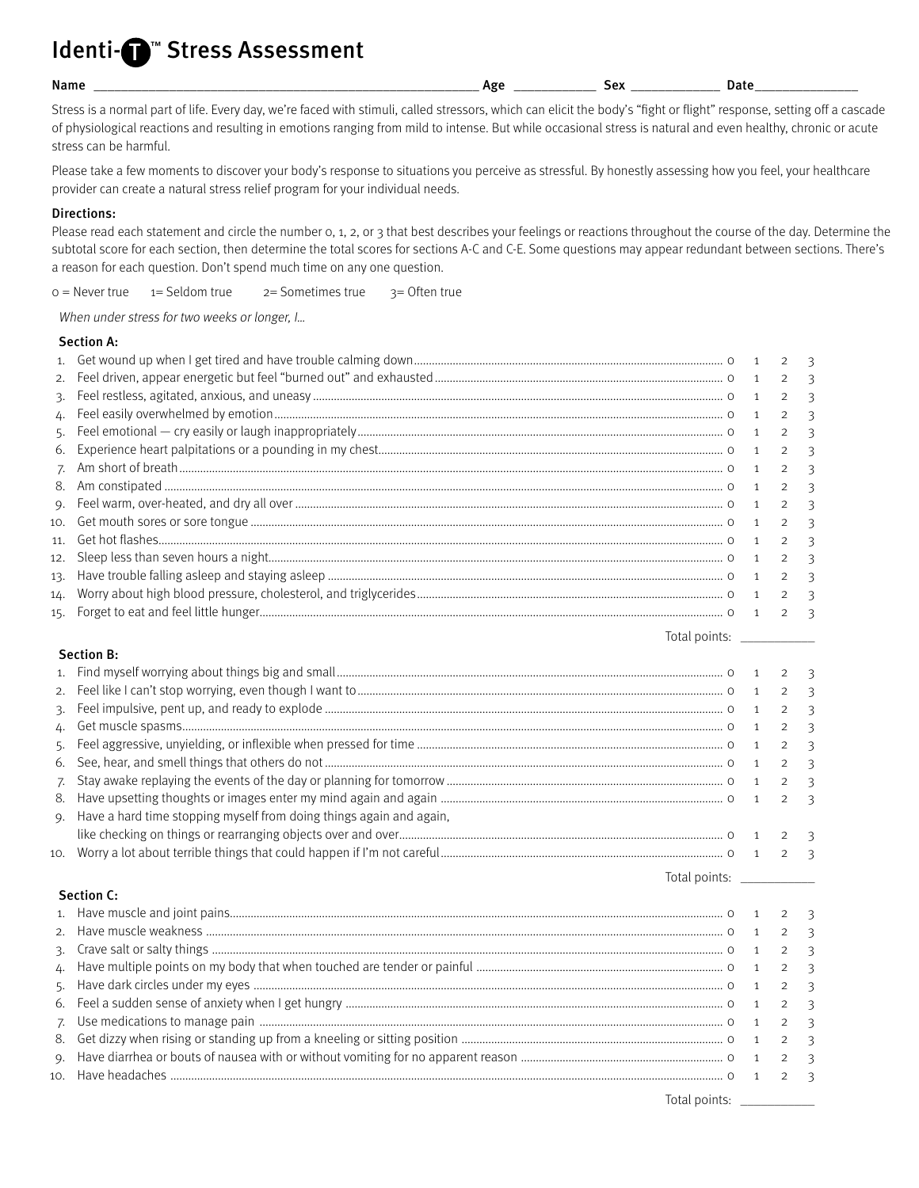# Identi-T™ Stress Assessment

**Name** ______________________ **Age** __________ **Sex** __________ **Date** ____________

Stress is a normal part of life. Every day, we're faced with stimuli, called stressors, which can elicit the body's "fight or flight" response, setting off a cascade of physiological reactions and resulting in emotions ranging from mild to intense. But while occasional stress is natural and even healthy, chronic or acute stress can be harmful.

Please take a few moments to discover your body's response to situations you perceive as stressful. By honestly assessing how you feel, your healthcare provider can create a natural stress relief program for your individual needs.

**Directions:**

Please read each statement and circle the number 0, 1, 2, or 3 that best describes your feelings or reactions throughout the course of the day. Determine the subtotal score for each section, then determine the total scores for sections A-C and C-E. Some questions may appear redundant between sections. There's a reason for each question. Don't spend much time on any one question.

0 = Never true 1= Seldom true 2= Sometimes true 3= Often true

*When under stress for two weeks or longer, I...*

**Section A:**

| # | Statement | | | | |
|---|---|---|---|---|---|
| 1. | Get wound up when I get tired and have trouble calming down | 0 | 1 | 2 | 3 |
| 2. | Feel driven, appear energetic but feel "burned out" and exhausted | 0 | 1 | 2 | 3 |
| 3. | Feel restless, agitated, anxious, and uneasy | 0 | 1 | 2 | 3 |
| 4. | Feel easily overwhelmed by emotion | 0 | 1 | 2 | 3 |
| 5. | Feel emotional — cry easily or laugh inappropriately | 0 | 1 | 2 | 3 |
| 6. | Experience heart palpitations or a pounding in my chest | 0 | 1 | 2 | 3 |
| 7. | Am short of breath | 0 | 1 | 2 | 3 |
| 8. | Am constipated | 0 | 1 | 2 | 3 |
| 9. | Feel warm, over-heated, and dry all over | 0 | 1 | 2 | 3 |
| 10. | Get mouth sores or sore tongue | 0 | 1 | 2 | 3 |
| 11. | Get hot flashes | 0 | 1 | 2 | 3 |
| 12. | Sleep less than seven hours a night | 0 | 1 | 2 | 3 |
| 13. | Have trouble falling asleep and staying asleep | 0 | 1 | 2 | 3 |
| 14. | Worry about high blood pressure, cholesterol, and triglycerides | 0 | 1 | 2 | 3 |
| 15. | Forget to eat and feel little hunger | 0 | 1 | 2 | 3 |

Total points: ________

**Section B:**

| # | Statement | | | | |
|---|---|---|---|---|---|
| 1. | Find myself worrying about things big and small | 0 | 1 | 2 | 3 |
| 2. | Feel like I can't stop worrying, even though I want to | 0 | 1 | 2 | 3 |
| 3. | Feel impulsive, pent up, and ready to explode | 0 | 1 | 2 | 3 |
| 4. | Get muscle spasms | 0 | 1 | 2 | 3 |
| 5. | Feel aggressive, unyielding, or inflexible when pressed for time | 0 | 1 | 2 | 3 |
| 6. | See, hear, and smell things that others do not | 0 | 1 | 2 | 3 |
| 7. | Stay awake replaying the events of the day or planning for tomorrow | 0 | 1 | 2 | 3 |
| 8. | Have upsetting thoughts or images enter my mind again and again | 0 | 1 | 2 | 3 |
| 9. | Have a hard time stopping myself from doing things again and again, like checking on things or rearranging objects over and over | 0 | 1 | 2 | 3 |
| 10. | Worry a lot about terrible things that could happen if I'm not careful | 0 | 1 | 2 | 3 |

Total points: ________

**Section C:**

| # | Statement | | | | |
|---|---|---|---|---|---|
| 1. | Have muscle and joint pains | 0 | 1 | 2 | 3 |
| 2. | Have muscle weakness | 0 | 1 | 2 | 3 |
| 3. | Crave salt or salty things | 0 | 1 | 2 | 3 |
| 4. | Have multiple points on my body that when touched are tender or painful | 0 | 1 | 2 | 3 |
| 5. | Have dark circles under my eyes | 0 | 1 | 2 | 3 |
| 6. | Feel a sudden sense of anxiety when I get hungry | 0 | 1 | 2 | 3 |
| 7. | Use medications to manage pain | 0 | 1 | 2 | 3 |
| 8. | Get dizzy when rising or standing up from a kneeling or sitting position | 0 | 1 | 2 | 3 |
| 9. | Have diarrhea or bouts of nausea with or without vomiting for no apparent reason | 0 | 1 | 2 | 3 |
| 10. | Have headaches | 0 | 1 | 2 | 3 |

Total points: ________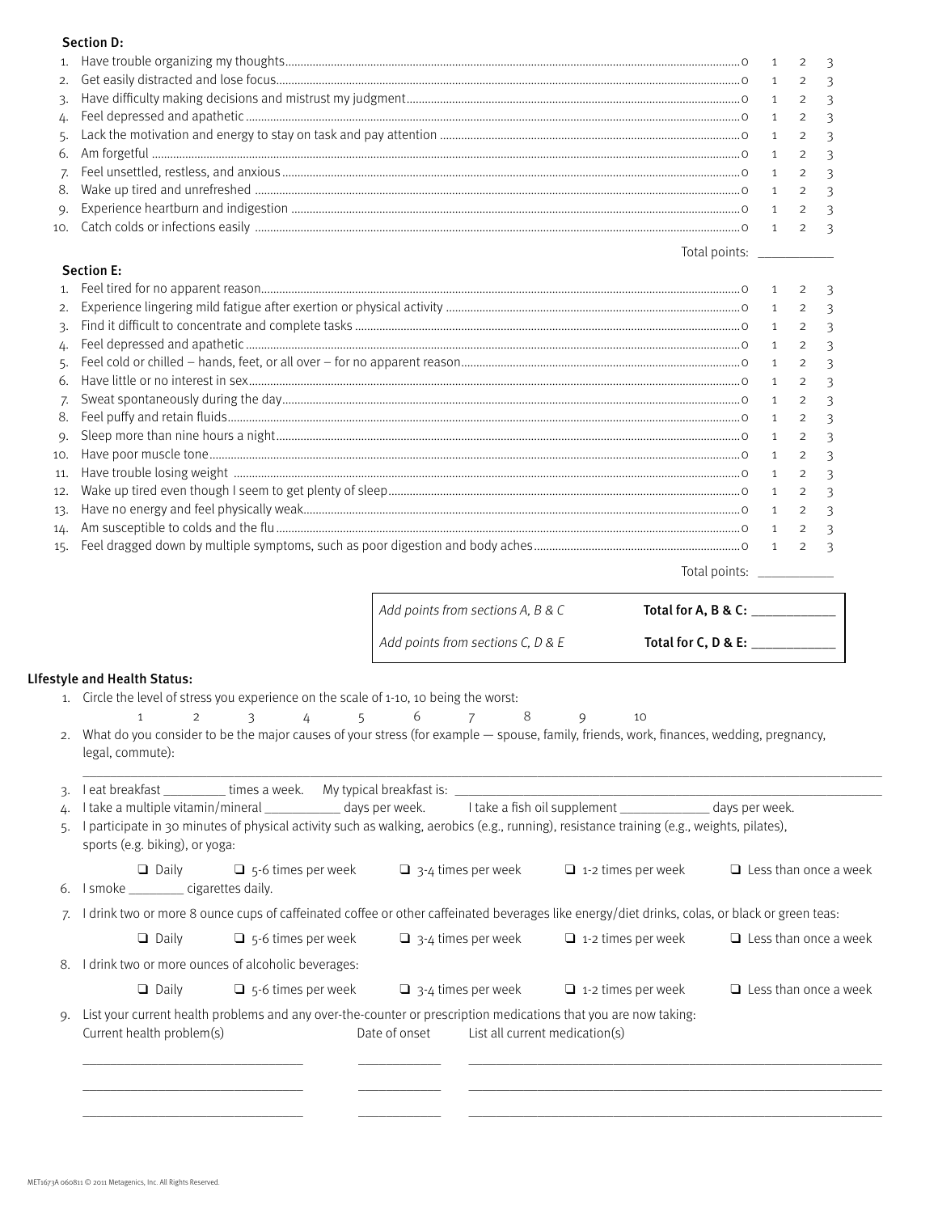**Section D:**

| | | | | | |
|---|---|---|---|---|---|
| 1. | Have trouble organizing my thoughts | 0 | 1 | 2 | 3 |
| 2. | Get easily distracted and lose focus | 0 | 1 | 2 | 3 |
| 3. | Have difficulty making decisions and mistrust my judgment | 0 | 1 | 2 | 3 |
| 4. | Feel depressed and apathetic | 0 | 1 | 2 | 3 |
| 5. | Lack the motivation and energy to stay on task and pay attention | 0 | 1 | 2 | 3 |
| 6. | Am forgetful | 0 | 1 | 2 | 3 |
| 7. | Feel unsettled, restless, and anxious | 0 | 1 | 2 | 3 |
| 8. | Wake up tired and unrefreshed | 0 | 1 | 2 | 3 |
| 9. | Experience heartburn and indigestion | 0 | 1 | 2 | 3 |
| 10. | Catch colds or infections easily | 0 | 1 | 2 | 3 |

Total points: ___________

**Section E:**

| | | | | | |
|---|---|---|---|---|---|
| 1. | Feel tired for no apparent reason | 0 | 1 | 2 | 3 |
| 2. | Experience lingering mild fatigue after exertion or physical activity | 0 | 1 | 2 | 3 |
| 3. | Find it difficult to concentrate and complete tasks | 0 | 1 | 2 | 3 |
| 4. | Feel depressed and apathetic | 0 | 1 | 2 | 3 |
| 5. | Feel cold or chilled – hands, feet, or all over – for no apparent reason | 0 | 1 | 2 | 3 |
| 6. | Have little or no interest in sex | 0 | 1 | 2 | 3 |
| 7. | Sweat spontaneously during the day | 0 | 1 | 2 | 3 |
| 8. | Feel puffy and retain fluids | 0 | 1 | 2 | 3 |
| 9. | Sleep more than nine hours a night | 0 | 1 | 2 | 3 |
| 10. | Have poor muscle tone | 0 | 1 | 2 | 3 |
| 11. | Have trouble losing weight | 0 | 1 | 2 | 3 |
| 12. | Wake up tired even though I seem to get plenty of sleep | 0 | 1 | 2 | 3 |
| 13. | Have no energy and feel physically weak | 0 | 1 | 2 | 3 |
| 14. | Am susceptible to colds and the flu | 0 | 1 | 2 | 3 |
| 15. | Feel dragged down by multiple symptoms, such as poor digestion and body aches | 0 | 1 | 2 | 3 |

Total points: ___________

| | |
|---|---|
| *Add points from sections A, B & C* | **Total for A, B & C:** ___________ |
| *Add points from sections C, D & E* | **Total for C, D & E:** ___________ |

**LIfestyle and Health Status:**

1. Circle the level of stress you experience on the scale of 1-10, 10 being the worst:

   1 2 3 4 5 6 7 8 9 10

2. What do you consider to be the major causes of your stress (for example — spouse, family, friends, work, finances, wedding, pregnancy, legal, commute):

   ______________________________________________________________________

3. I eat breakfast _________ times a week. My typical breakfast is: ______________________________
4. I take a multiple vitamin/mineral ___________ days per week. I take a fish oil supplement _____________ days per week.
5. I participate in 30 minutes of physical activity such as walking, aerobics (e.g., running), resistance training (e.g., weights, pilates), sports (e.g. biking), or yoga:

   ❑ Daily ❑ 5-6 times per week ❑ 3-4 times per week ❑ 1-2 times per week ❑ Less than once a week

6. I smoke ________ cigarettes daily.
7. I drink two or more 8 ounce cups of caffeinated coffee or other caffeinated beverages like energy/diet drinks, colas, or black or green teas:

   ❑ Daily ❑ 5-6 times per week ❑ 3-4 times per week ❑ 1-2 times per week ❑ Less than once a week

8. I drink two or more ounces of alcoholic beverages:

   ❑ Daily ❑ 5-6 times per week ❑ 3-4 times per week ❑ 1-2 times per week ❑ Less than once a week

9. List your current health problems and any over-the-counter or prescription medications that you are now taking:

| Current health problem(s) | Date of onset | List all current medication(s) |
|---|---|---|
| | | |
| | | |
| | | |

MET1673A 060811 © 2011 Metagenics, Inc. All Rights Reserved.